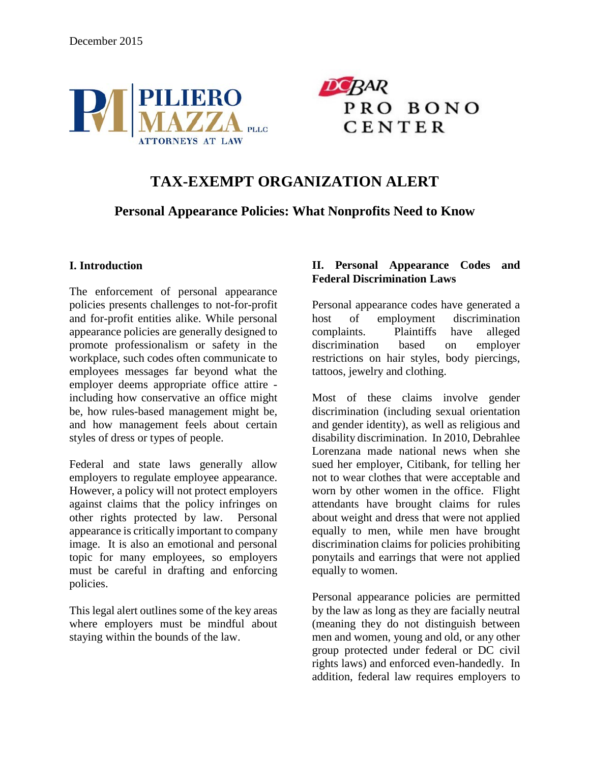December 2015

PILIERO MAZZA PLLC ATTORNEYS AT LAW

DC BAR PRO BONO CENTER

# TAX-EXEMPT ORGANIZATION ALERT

## Personal Appearance Policies: What Nonprofits Need to Know

### I. Introduction

The enforcement of personal appearance policies presents challenges to not-for-profit and for-profit entities alike. While personal appearance policies are generally designed to promote professionalism or safety in the workplace, such codes often communicate to employees messages far beyond what the employer deems appropriate office attire - including how conservative an office might be, how rules-based management might be, and how management feels about certain styles of dress or types of people.

Federal and state laws generally allow employers to regulate employee appearance. However, a policy will not protect employers against claims that the policy infringes on other rights protected by law. Personal appearance is critically important to company image. It is also an emotional and personal topic for many employees, so employers must be careful in drafting and enforcing policies.

This legal alert outlines some of the key areas where employers must be mindful about staying within the bounds of the law.

### II. Personal Appearance Codes and Federal Discrimination Laws

Personal appearance codes have generated a host of employment discrimination complaints. Plaintiffs have alleged discrimination based on employer restrictions on hair styles, body piercings, tattoos, jewelry and clothing.

Most of these claims involve gender discrimination (including sexual orientation and gender identity), as well as religious and disability discrimination. In 2010, Debrahlee Lorenzana made national news when she sued her employer, Citibank, for telling her not to wear clothes that were acceptable and worn by other women in the office. Flight attendants have brought claims for rules about weight and dress that were not applied equally to men, while men have brought discrimination claims for policies prohibiting ponytails and earrings that were not applied equally to women.

Personal appearance policies are permitted by the law as long as they are facially neutral (meaning they do not distinguish between men and women, young and old, or any other group protected under federal or DC civil rights laws) and enforced even-handedly. In addition, federal law requires employers to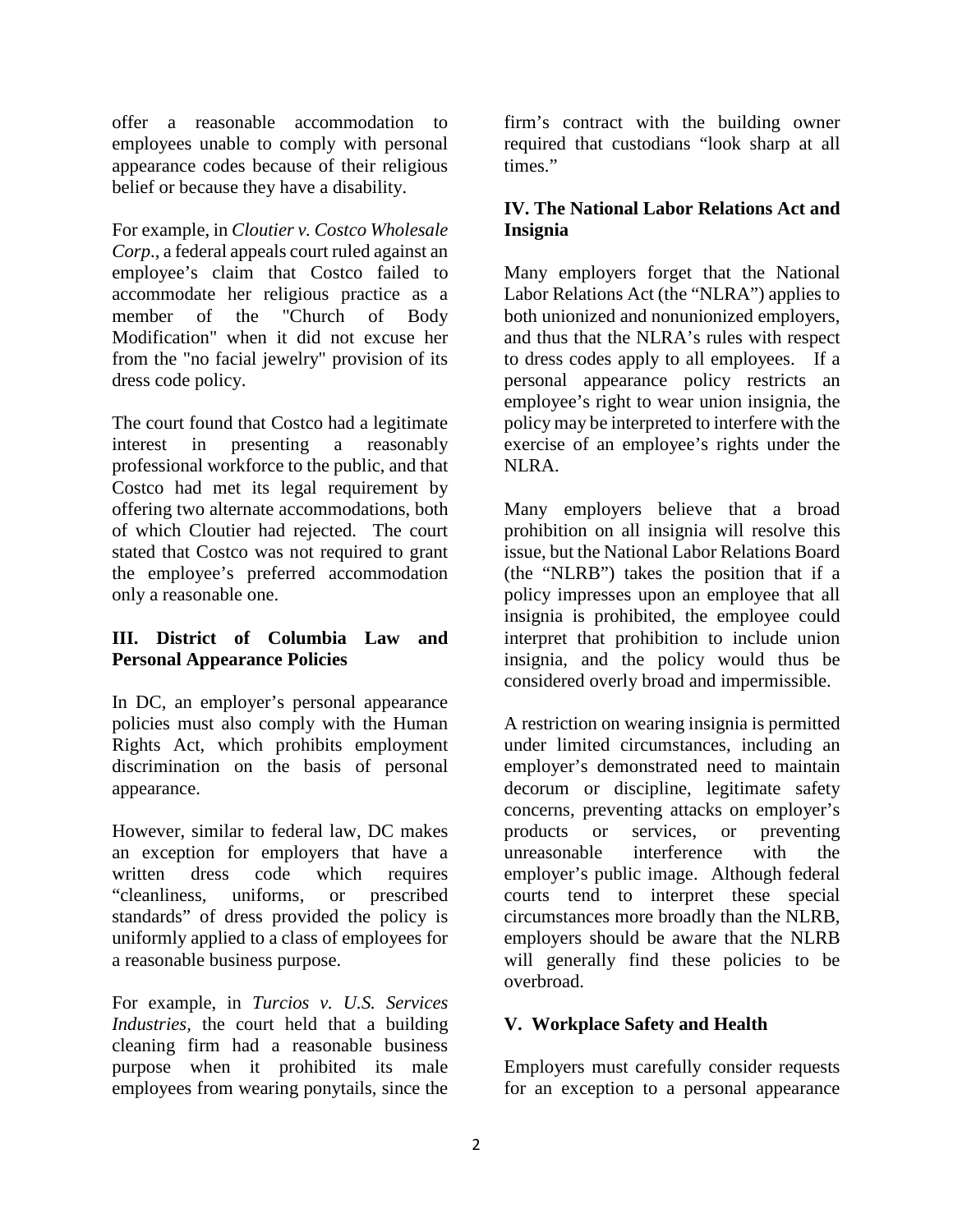offer a reasonable accommodation to employees unable to comply with personal appearance codes because of their religious belief or because they have a disability.

For example, in *Cloutier v. Costco Wholesale Corp*., a federal appeals court ruled against an employee's claim that Costco failed to accommodate her religious practice as a member of the "Church of Body Modification" when it did not excuse her from the "no facial jewelry" provision of its dress code policy.

The court found that Costco had a legitimate interest in presenting a reasonably professional workforce to the public, and that Costco had met its legal requirement by offering two alternate accommodations, both of which Cloutier had rejected. The court stated that Costco was not required to grant the employee's preferred accommodation only a reasonable one.

## III. District of Columbia Law and Personal Appearance Policies

In DC, an employer's personal appearance policies must also comply with the Human Rights Act, which prohibits employment discrimination on the basis of personal appearance.

However, similar to federal law, DC makes an exception for employers that have a written dress code which requires "cleanliness, uniforms, or prescribed standards" of dress provided the policy is uniformly applied to a class of employees for a reasonable business purpose.

For example, in *Turcios v. U.S. Services Industries*, the court held that a building cleaning firm had a reasonable business purpose when it prohibited its male employees from wearing ponytails, since the firm's contract with the building owner required that custodians "look sharp at all times."

## IV. The National Labor Relations Act and Insignia

Many employers forget that the National Labor Relations Act (the "NLRA") applies to both unionized and nonunionized employers, and thus that the NLRA's rules with respect to dress codes apply to all employees. If a personal appearance policy restricts an employee's right to wear union insignia, the policy may be interpreted to interfere with the exercise of an employee's rights under the NLRA.

Many employers believe that a broad prohibition on all insignia will resolve this issue, but the National Labor Relations Board (the "NLRB") takes the position that if a policy impresses upon an employee that all insignia is prohibited, the employee could interpret that prohibition to include union insignia, and the policy would thus be considered overly broad and impermissible.

A restriction on wearing insignia is permitted under limited circumstances, including an employer's demonstrated need to maintain decorum or discipline, legitimate safety concerns, preventing attacks on employer's products or services, or preventing unreasonable interference with the employer's public image. Although federal courts tend to interpret these special circumstances more broadly than the NLRB, employers should be aware that the NLRB will generally find these policies to be overbroad.

## V. Workplace Safety and Health

Employers must carefully consider requests for an exception to a personal appearance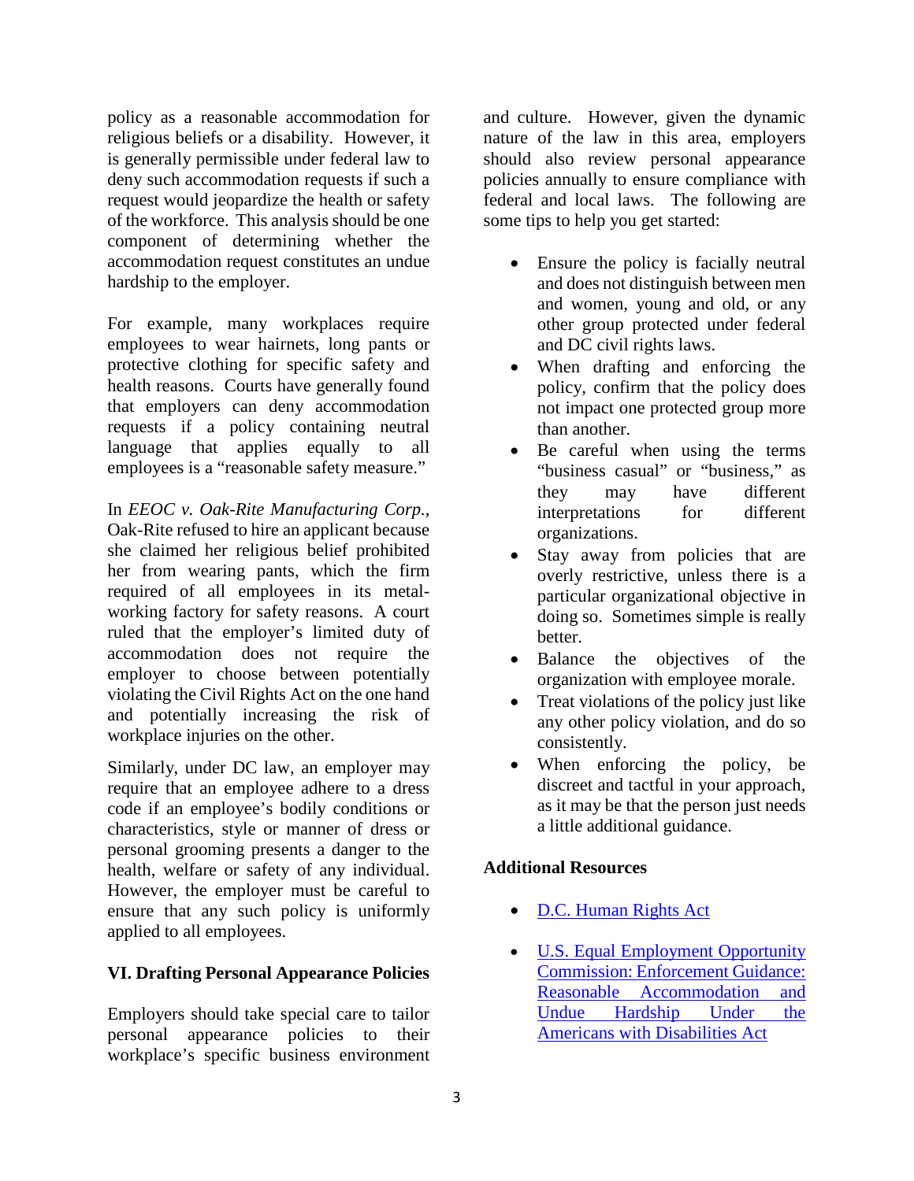policy as a reasonable accommodation for religious beliefs or a disability. However, it is generally permissible under federal law to deny such accommodation requests if such a request would jeopardize the health or safety of the workforce. This analysis should be one component of determining whether the accommodation request constitutes an undue hardship to the employer.

For example, many workplaces require employees to wear hairnets, long pants or protective clothing for specific safety and health reasons. Courts have generally found that employers can deny accommodation requests if a policy containing neutral language that applies equally to all employees is a "reasonable safety measure."

In *EEOC v. Oak-Rite Manufacturing Corp.*, Oak-Rite refused to hire an applicant because she claimed her religious belief prohibited her from wearing pants, which the firm required of all employees in its metal-working factory for safety reasons. A court ruled that the employer's limited duty of accommodation does not require the employer to choose between potentially violating the Civil Rights Act on the one hand and potentially increasing the risk of workplace injuries on the other.

Similarly, under DC law, an employer may require that an employee adhere to a dress code if an employee's bodily conditions or characteristics, style or manner of dress or personal grooming presents a danger to the health, welfare or safety of any individual. However, the employer must be careful to ensure that any such policy is uniformly applied to all employees.

## VI. Drafting Personal Appearance Policies

Employers should take special care to tailor personal appearance policies to their workplace's specific business environment and culture. However, given the dynamic nature of the law in this area, employers should also review personal appearance policies annually to ensure compliance with federal and local laws. The following are some tips to help you get started:

- Ensure the policy is facially neutral and does not distinguish between men and women, young and old, or any other group protected under federal and DC civil rights laws.
- When drafting and enforcing the policy, confirm that the policy does not impact one protected group more than another.
- Be careful when using the terms "business casual" or "business," as they may have different interpretations for different organizations.
- Stay away from policies that are overly restrictive, unless there is a particular organizational objective in doing so. Sometimes simple is really better.
- Balance the objectives of the organization with employee morale.
- Treat violations of the policy just like any other policy violation, and do so consistently.
- When enforcing the policy, be discreet and tactful in your approach, as it may be that the person just needs a little additional guidance.

**Additional Resources**

- D.C. Human Rights Act
- U.S. Equal Employment Opportunity Commission: Enforcement Guidance: Reasonable Accommodation and Undue Hardship Under the Americans with Disabilities Act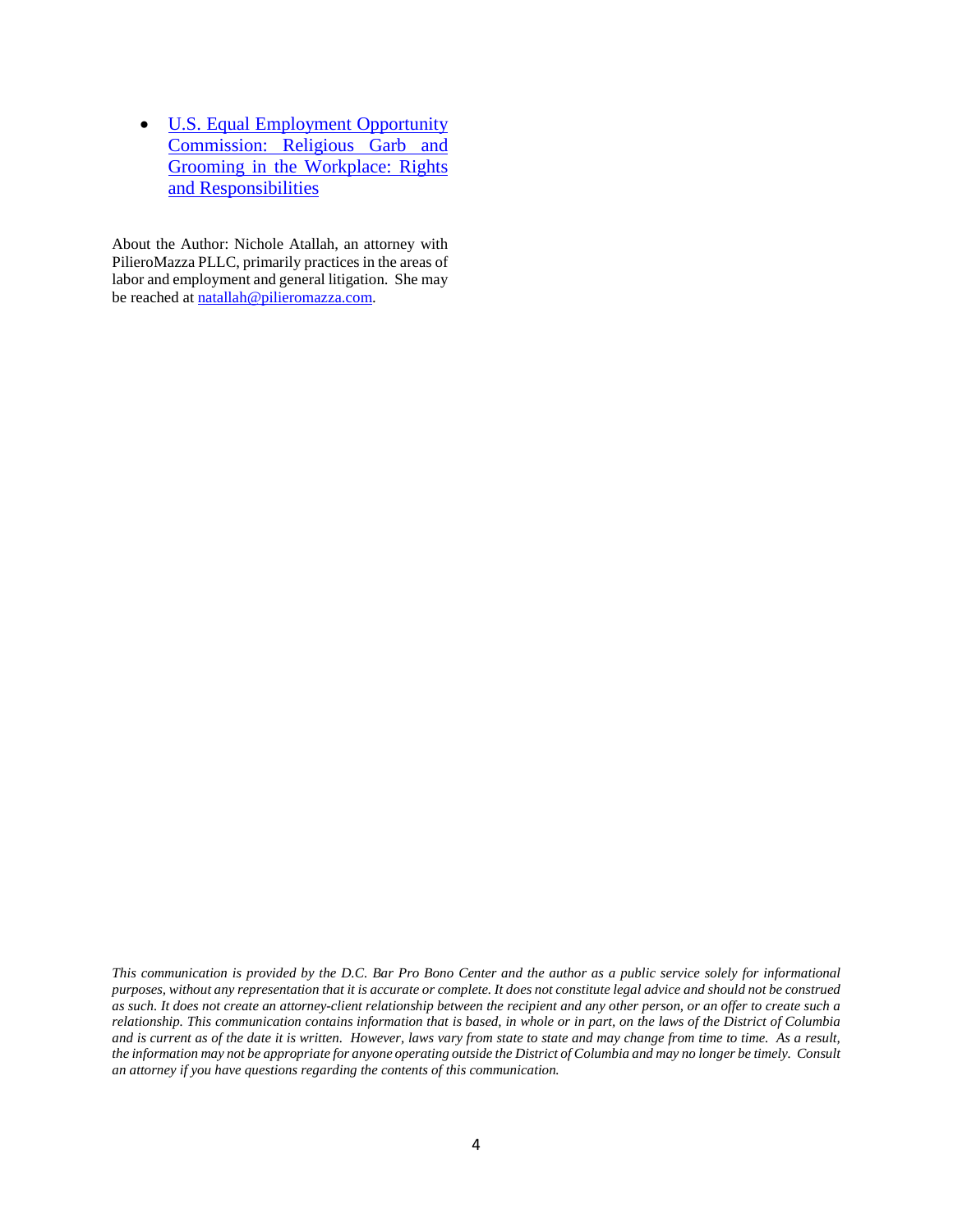- [U.S. Equal Employment Opportunity Commission: Religious Garb and Grooming in the Workplace: Rights and Responsibilities]()

About the Author: Nichole Atallah, an attorney with PilieroMazza PLLC, primarily practices in the areas of labor and employment and general litigation. She may be reached at [natallah@pilieromazza.com](mailto:natallah@pilieromazza.com).

*This communication is provided by the D.C. Bar Pro Bono Center and the author as a public service solely for informational purposes, without any representation that it is accurate or complete. It does not constitute legal advice and should not be construed as such. It does not create an attorney-client relationship between the recipient and any other person, or an offer to create such a relationship. This communication contains information that is based, in whole or in part, on the laws of the District of Columbia and is current as of the date it is written. However, laws vary from state to state and may change from time to time. As a result, the information may not be appropriate for anyone operating outside the District of Columbia and may no longer be timely. Consult an attorney if you have questions regarding the contents of this communication.*